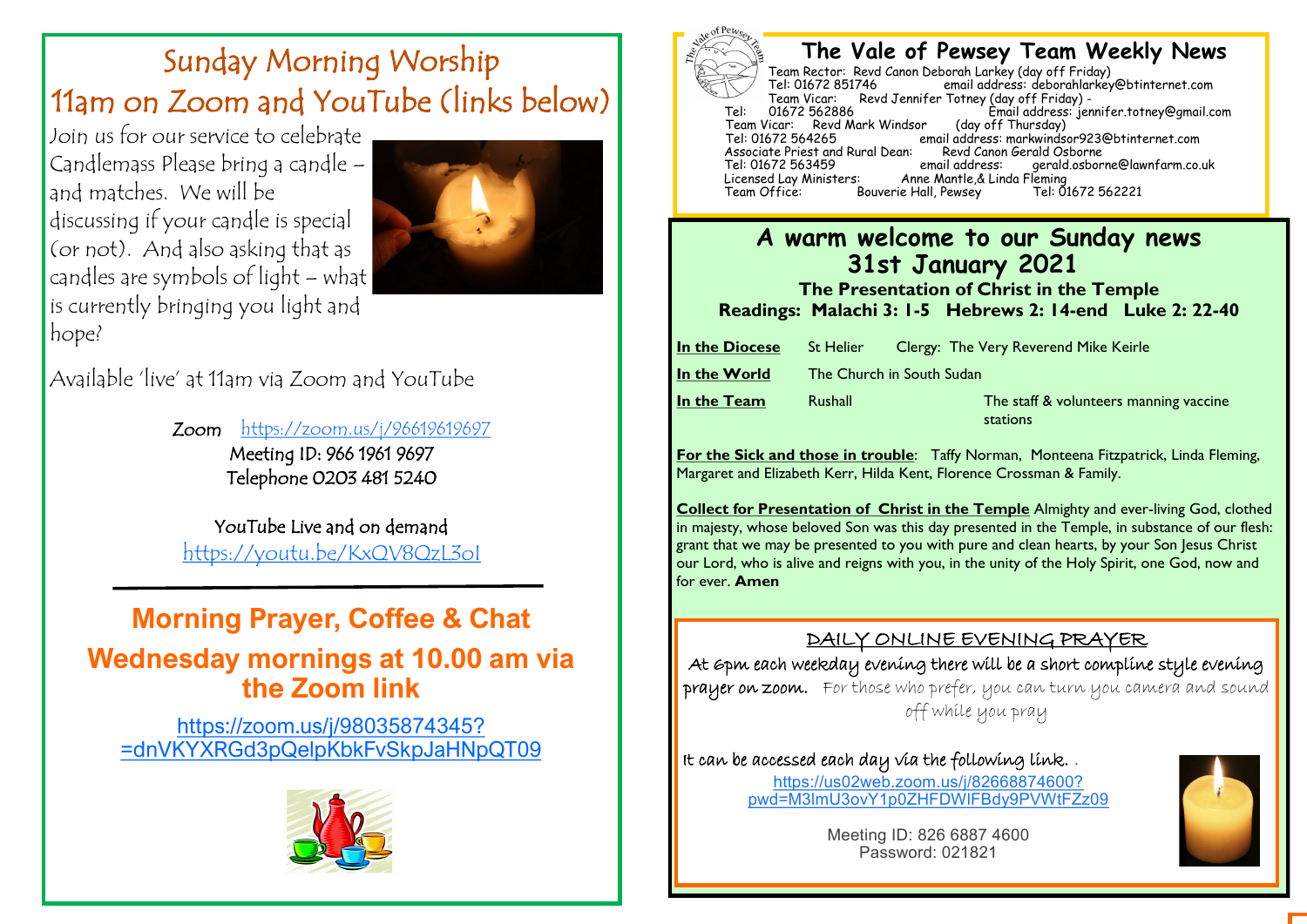# Sunday Morning Worship
## 11am on Zoom and YouTube (links below)

Join us for our service to celebrate Candlemass Please bring a candle – and matches. We will be discussing if your candle is special (or not). And also asking that as candles are symbols of light – what is currently bringing you light and hope?

Available 'live' at 11am via Zoom and YouTube

Zoom https://zoom.us/j/96619619697
Meeting ID: 966 1961 9697
Telephone 0203 481 5240

YouTube Live and on demand
https://youtu.be/KxQV8QzL3oI

## Morning Prayer, Coffee & Chat
## Wednesday mornings at 10.00 am via the Zoom link

https://zoom.us/j/98035874345?=dnVKYXRGd3pQelpKbkFvSkpJaHNpQT09

# The Vale of Pewsey Team Weekly News

Team Rector: Revd Canon Deborah Larkey (day off Friday)
Tel: 01672 851746 email address: deborahlarkey@btinternet.com
Team Vicar: Revd Jennifer Totney (day off Friday) -
Tel: 01672 562886 Email address: jennifer.totney@gmail.com
Team Vicar: Revd Mark Windsor (day off Thursday)
Tel: 01672 564265 email address: markwindsor923@btinternet.com
Associate Priest and Rural Dean: Revd Canon Gerald Osborne
Tel: 01672 563459 email address: gerald.osborne@lawnfarm.co.uk
Licensed Lay Ministers: Anne Mantle,& Linda Fleming
Team Office: Bouverie Hall, Pewsey Tel: 01672 562221

## A warm welcome to our Sunday news
## 31st January 2021

**The Presentation of Christ in the Temple**

**Readings: Malachi 3: 1-5 Hebrews 2: 14-end Luke 2: 22-40**

| | | |
|---|---|---|
| **In the Diocese** | St Helier | Clergy: The Very Reverend Mike Keirle |
| **In the World** | The Church in South Sudan | |
| **In the Team** | Rushall | The staff & volunteers manning vaccine stations |

**For the Sick and those in trouble**: Taffy Norman, Monteena Fitzpatrick, Linda Fleming, Margaret and Elizabeth Kerr, Hilda Kent, Florence Crossman & Family.

**Collect for Presentation of Christ in the Temple** Almighty and ever-living God, clothed in majesty, whose beloved Son was this day presented in the Temple, in substance of our flesh: grant that we may be presented to you with pure and clean hearts, by your Son Jesus Christ our Lord, who is alive and reigns with you, in the unity of the Holy Spirit, one God, now and for ever. **Amen**

## DAILY ONLINE EVENING PRAYER

At 6pm each weekday evening there will be a short compline style evening prayer on zoom. For those who prefer, you can turn you camera and sound off while you pray

It can be accessed each day via the following link. .
https://us02web.zoom.us/j/82668874600?pwd=M3lmU3ovY1p0ZHFDWlFBdy9PVWtFZz09

Meeting ID: 826 6887 4600
Password: 021821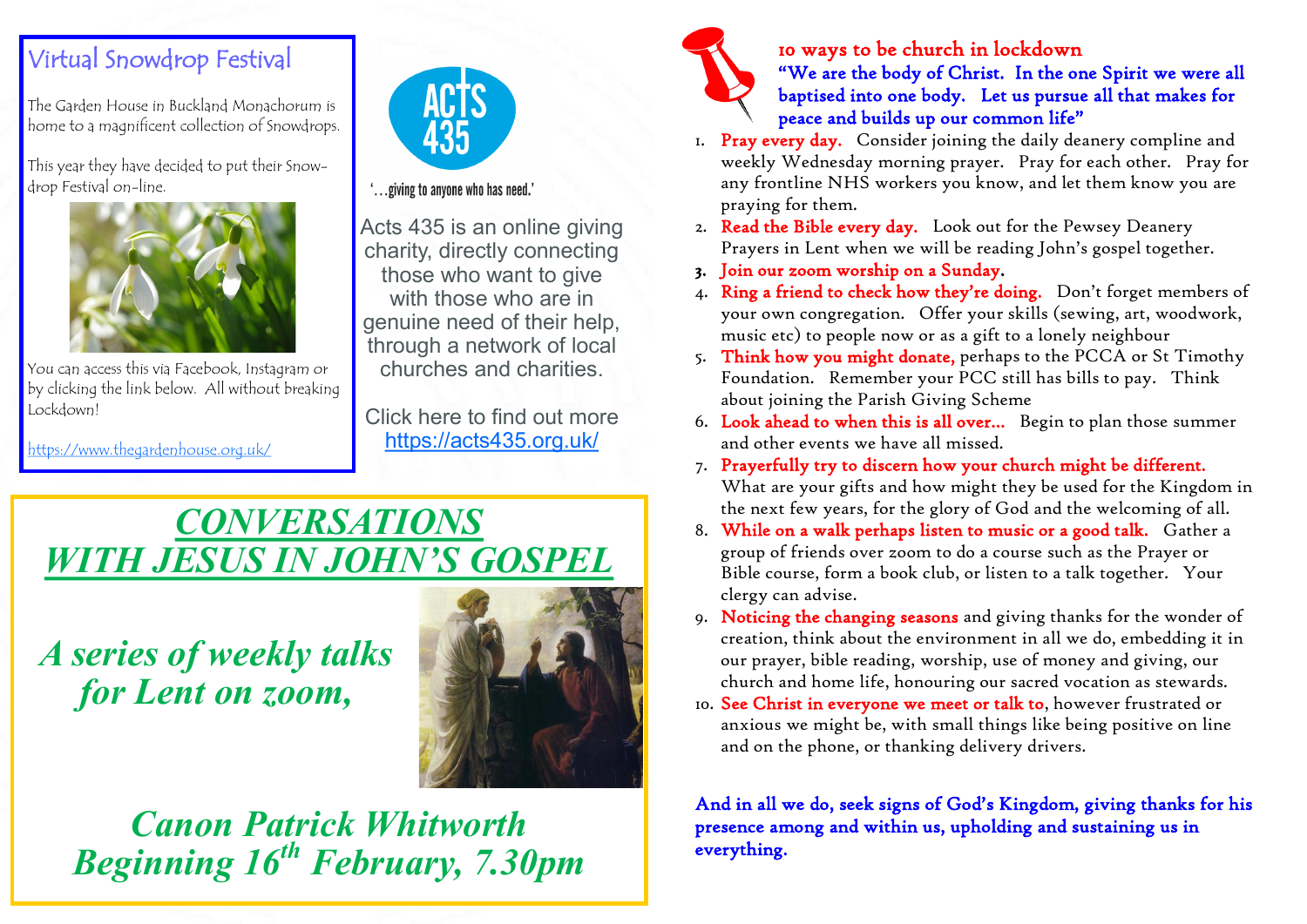## Virtual Snowdrop Festival

The Garden House in Buckland Monachorum is home to a magnificent collection of Snowdrops.

This year they have decided to put their Snow-drop Festival on-line.

You can access this via Facebook, Instagram or by clicking the link below. All without breaking Lockdown!

https://www.thegardenhouse.org.uk/

ACTS 435

'…giving to anyone who has need.'

Acts 435 is an online giving charity, directly connecting those who want to give with those who are in genuine need of their help, through a network of local churches and charities.

Click here to find out more
https://acts435.org.uk/

# *CONVERSATIONS WITH JESUS IN JOHN'S GOSPEL*

***A series of weekly talks for Lent on zoom,***

***Canon Patrick Whitworth***
***Beginning 16th February, 7.30pm***

## 10 ways to be church in lockdown

**"We are the body of Christ. In the one Spirit we were all baptised into one body. Let us pursue all that makes for peace and builds up our common life"**

1. **Pray every day.** Consider joining the daily deanery compline and weekly Wednesday morning prayer. Pray for each other. Pray for any frontline NHS workers you know, and let them know you are praying for them.
2. **Read the Bible every day.** Look out for the Pewsey Deanery Prayers in Lent when we will be reading John's gospel together.
3. **Join our zoom worship on a Sunday.**
4. **Ring a friend to check how they're doing.** Don't forget members of your own congregation. Offer your skills (sewing, art, woodwork, music etc) to people now or as a gift to a lonely neighbour
5. **Think how you might donate,** perhaps to the PCCA or St Timothy Foundation. Remember your PCC still has bills to pay. Think about joining the Parish Giving Scheme
6. **Look ahead to when this is all over…** Begin to plan those summer and other events we have all missed.
7. **Prayerfully try to discern how your church might be different.** What are your gifts and how might they be used for the Kingdom in the next few years, for the glory of God and the welcoming of all.
8. **While on a walk perhaps listen to music or a good talk.** Gather a group of friends over zoom to do a course such as the Prayer or Bible course, form a book club, or listen to a talk together. Your clergy can advise.
9. **Noticing the changing seasons** and giving thanks for the wonder of creation, think about the environment in all we do, embedding it in our prayer, bible reading, worship, use of money and giving, our church and home life, honouring our sacred vocation as stewards.
10. **See Christ in everyone we meet or talk to**, however frustrated or anxious we might be, with small things like being positive on line and on the phone, or thanking delivery drivers.

**And in all we do, seek signs of God's Kingdom, giving thanks for his presence among and within us, upholding and sustaining us in everything.**